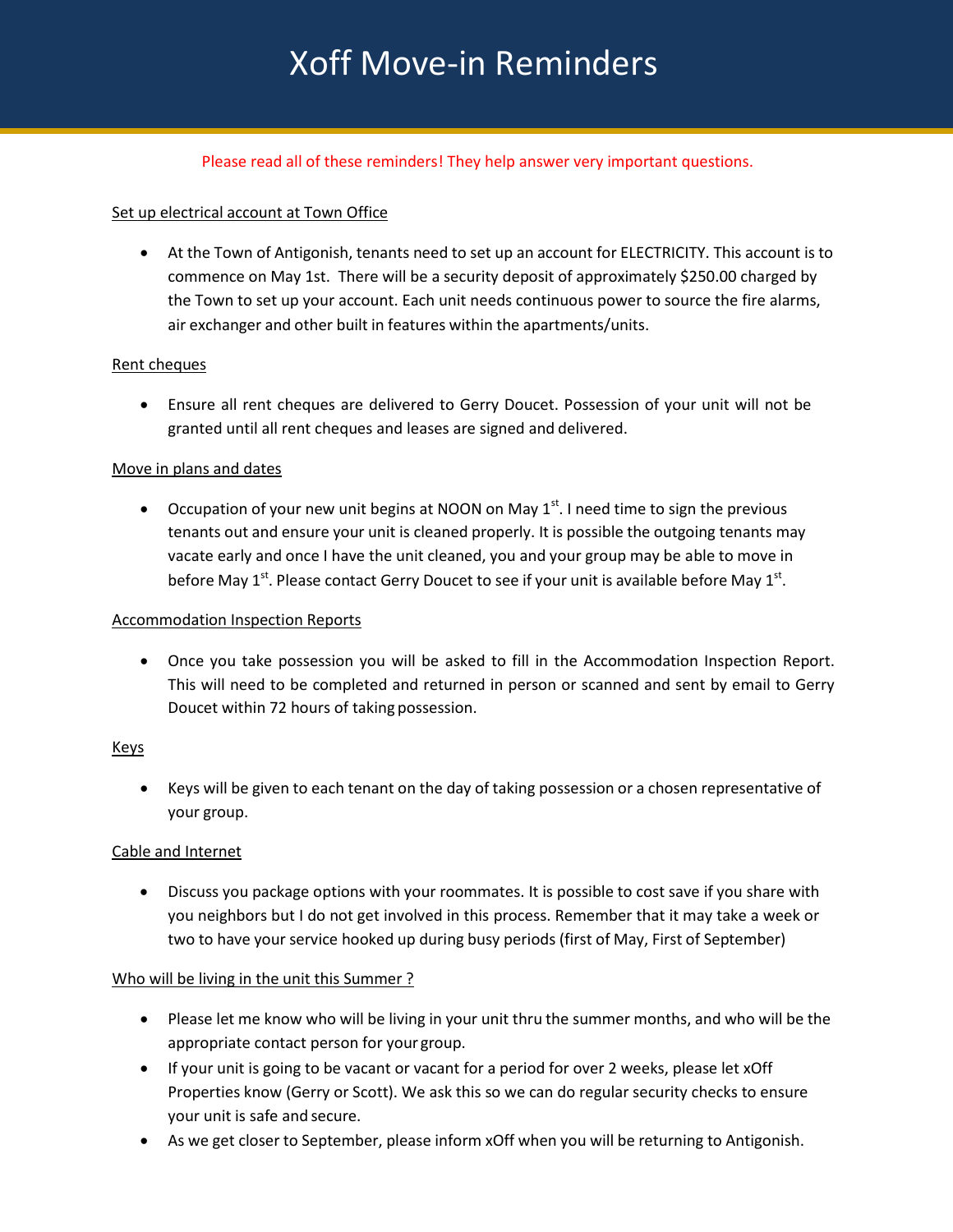# Xoff Move-in Reminders

Please read all of these reminders! They help answer very important questions.

Set up electrical account at Town Office

- At the Town of Antigonish, tenants need to set up an account for ELECTRICITY. This account is to commence on May 1st. There will be a security deposit of approximately $250.00 charged by the Town to set up your account. Each unit needs continuous power to source the fire alarms, air exchanger and other built in features within the apartments/units.

Rent cheques

- Ensure all rent cheques are delivered to Gerry Doucet. Possession of your unit will not be granted until all rent cheques and leases are signed and delivered.

Move in plans and dates

- Occupation of your new unit begins at NOON on May 1st. I need time to sign the previous tenants out and ensure your unit is cleaned properly. It is possible the outgoing tenants may vacate early and once I have the unit cleaned, you and your group may be able to move in before May 1st. Please contact Gerry Doucet to see if your unit is available before May 1st.

Accommodation Inspection Reports

- Once you take possession you will be asked to fill in the Accommodation Inspection Report. This will need to be completed and returned in person or scanned and sent by email to Gerry Doucet within 72 hours of taking possession.

Keys

- Keys will be given to each tenant on the day of taking possession or a chosen representative of your group.

Cable and Internet

- Discuss you package options with your roommates. It is possible to cost save if you share with you neighbors but I do not get involved in this process. Remember that it may take a week or two to have your service hooked up during busy periods (first of May, First of September)

Who will be living in the unit this Summer ?

- Please let me know who will be living in your unit thru the summer months, and who will be the appropriate contact person for your group.
- If your unit is going to be vacant or vacant for a period for over 2 weeks, please let xOff Properties know (Gerry or Scott). We ask this so we can do regular security checks to ensure your unit is safe and secure.
- As we get closer to September, please inform xOff when you will be returning to Antigonish.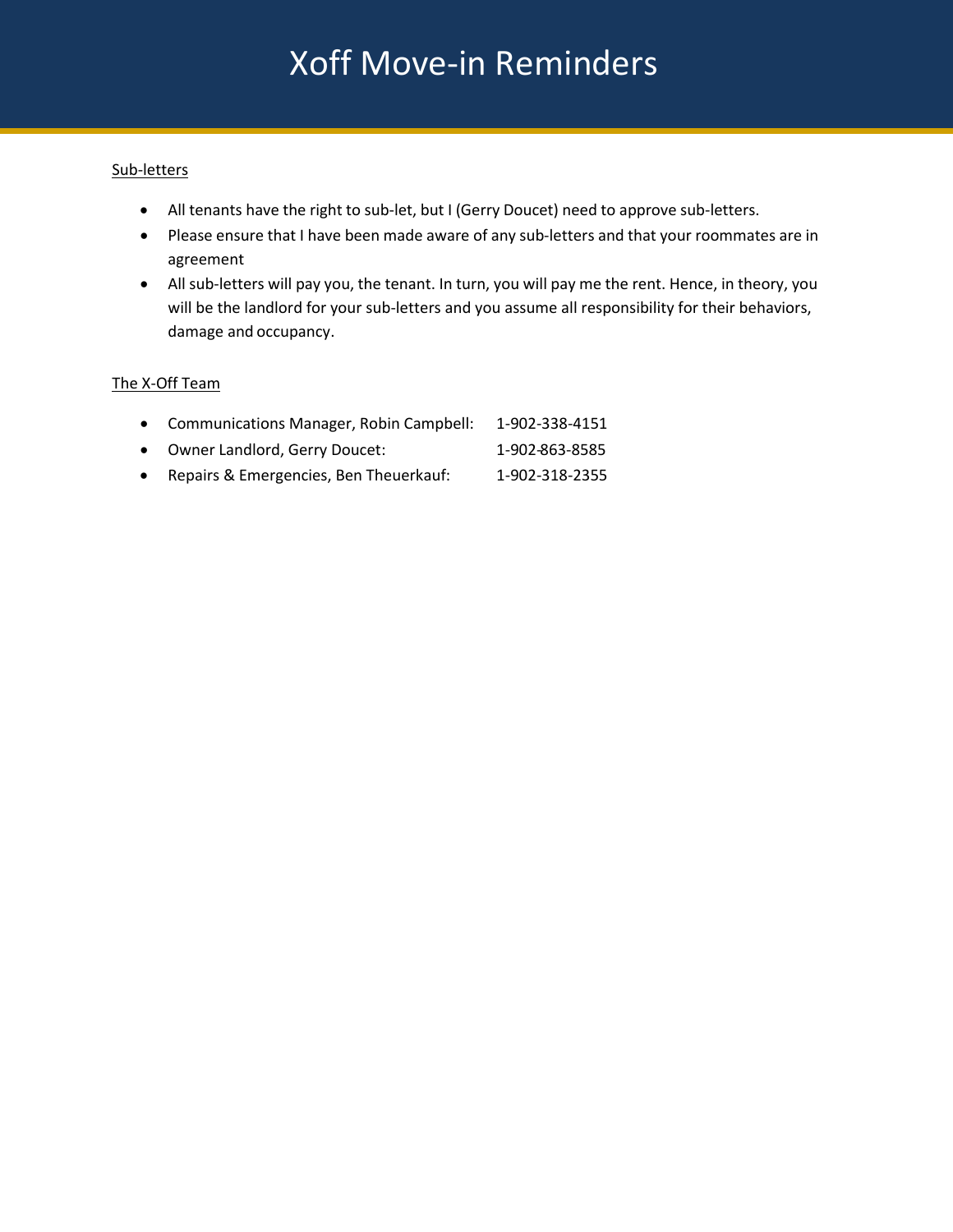# Xoff Move-in Reminders

Sub-letters

- All tenants have the right to sub-let, but I (Gerry Doucet) need to approve sub-letters.
- Please ensure that I have been made aware of any sub-letters and that your roommates are in agreement
- All sub-letters will pay you, the tenant. In turn, you will pay me the rent. Hence, in theory, you will be the landlord for your sub-letters and you assume all responsibility for their behaviors, damage and occupancy.

The X-Off Team

- Communications Manager, Robin Campbell: 1-902-338-4151
- Owner Landlord, Gerry Doucet: 1-902-863-8585
- Repairs & Emergencies, Ben Theuerkauf: 1-902-318-2355